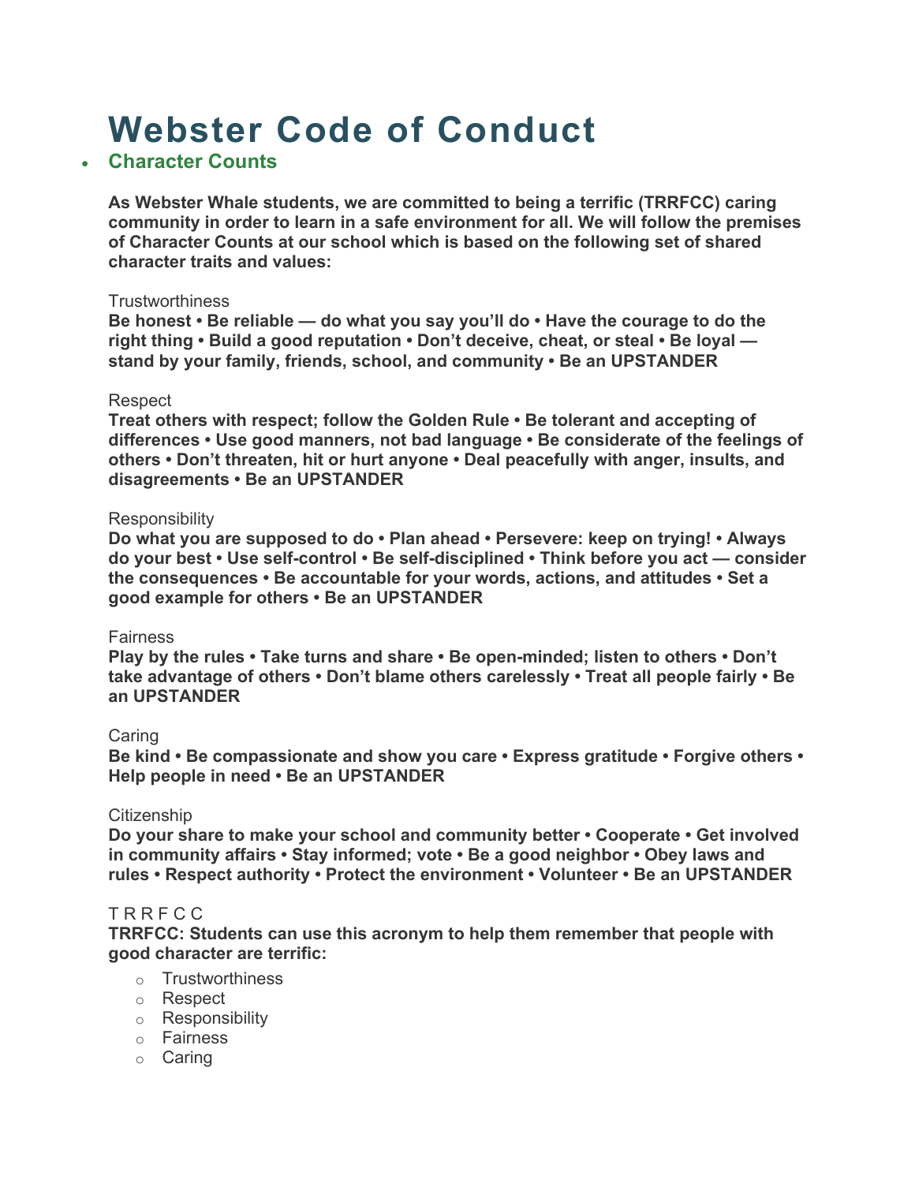# Webster Code of Conduct

- ## Character Counts

**As Webster Whale students, we are committed to being a terrific (TRRFCC) caring community in order to learn in a safe environment for all. We will follow the premises of Character Counts at our school which is based on the following set of shared character traits and values:**

Trustworthiness

**Be honest • Be reliable — do what you say you'll do • Have the courage to do the right thing • Build a good reputation • Don't deceive, cheat, or steal • Be loyal — stand by your family, friends, school, and community • Be an UPSTANDER**

Respect

**Treat others with respect; follow the Golden Rule • Be tolerant and accepting of differences • Use good manners, not bad language • Be considerate of the feelings of others • Don't threaten, hit or hurt anyone • Deal peacefully with anger, insults, and disagreements • Be an UPSTANDER**

Responsibility

**Do what you are supposed to do • Plan ahead • Persevere: keep on trying! • Always do your best • Use self-control • Be self-disciplined • Think before you act — consider the consequences • Be accountable for your words, actions, and attitudes • Set a good example for others • Be an UPSTANDER**

Fairness

**Play by the rules • Take turns and share • Be open-minded; listen to others • Don't take advantage of others • Don't blame others carelessly • Treat all people fairly • Be an UPSTANDER**

Caring

**Be kind • Be compassionate and show you care • Express gratitude • Forgive others • Help people in need • Be an UPSTANDER**

Citizenship

**Do your share to make your school and community better • Cooperate • Get involved in community affairs • Stay informed; vote • Be a good neighbor • Obey laws and rules • Respect authority • Protect the environment • Volunteer • Be an UPSTANDER**

T R R F C C

**TRRFCC: Students can use this acronym to help them remember that people with good character are terrific:**

- Trustworthiness
- Respect
- Responsibility
- Fairness
- Caring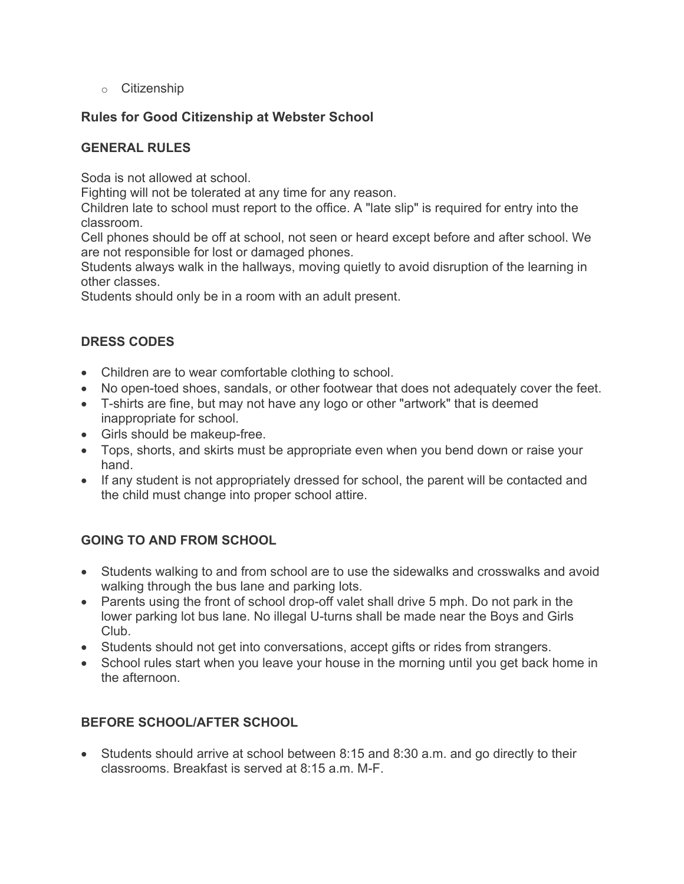- Citizenship

### Rules for Good Citizenship at Webster School

#### GENERAL RULES

Soda is not allowed at school.
Fighting will not be tolerated at any time for any reason.
Children late to school must report to the office. A "late slip" is required for entry into the classroom.
Cell phones should be off at school, not seen or heard except before and after school. We are not responsible for lost or damaged phones.
Students always walk in the hallways, moving quietly to avoid disruption of the learning in other classes.
Students should only be in a room with an adult present.

#### DRESS CODES

- Children are to wear comfortable clothing to school.
- No open-toed shoes, sandals, or other footwear that does not adequately cover the feet.
- T-shirts are fine, but may not have any logo or other "artwork" that is deemed inappropriate for school.
- Girls should be makeup-free.
- Tops, shorts, and skirts must be appropriate even when you bend down or raise your hand.
- If any student is not appropriately dressed for school, the parent will be contacted and the child must change into proper school attire.

#### GOING TO AND FROM SCHOOL

- Students walking to and from school are to use the sidewalks and crosswalks and avoid walking through the bus lane and parking lots.
- Parents using the front of school drop-off valet shall drive 5 mph. Do not park in the lower parking lot bus lane. No illegal U-turns shall be made near the Boys and Girls Club.
- Students should not get into conversations, accept gifts or rides from strangers.
- School rules start when you leave your house in the morning until you get back home in the afternoon.

#### BEFORE SCHOOL/AFTER SCHOOL

- Students should arrive at school between 8:15 and 8:30 a.m. and go directly to their classrooms. Breakfast is served at 8:15 a.m. M-F.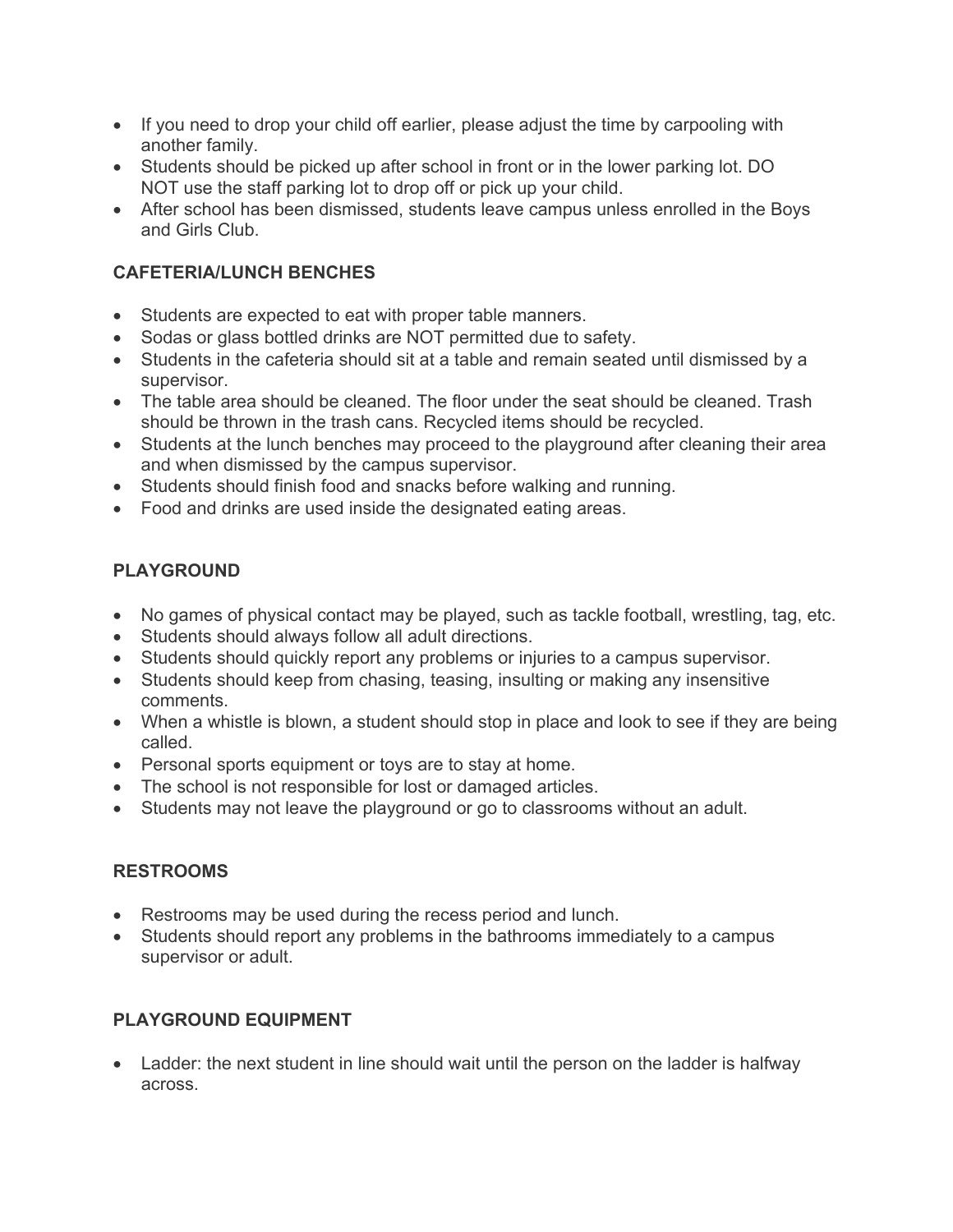- If you need to drop your child off earlier, please adjust the time by carpooling with another family.
- Students should be picked up after school in front or in the lower parking lot. DO NOT use the staff parking lot to drop off or pick up your child.
- After school has been dismissed, students leave campus unless enrolled in the Boys and Girls Club.

**CAFETERIA/LUNCH BENCHES**

- Students are expected to eat with proper table manners.
- Sodas or glass bottled drinks are NOT permitted due to safety.
- Students in the cafeteria should sit at a table and remain seated until dismissed by a supervisor.
- The table area should be cleaned. The floor under the seat should be cleaned. Trash should be thrown in the trash cans. Recycled items should be recycled.
- Students at the lunch benches may proceed to the playground after cleaning their area and when dismissed by the campus supervisor.
- Students should finish food and snacks before walking and running.
- Food and drinks are used inside the designated eating areas.

**PLAYGROUND**

- No games of physical contact may be played, such as tackle football, wrestling, tag, etc.
- Students should always follow all adult directions.
- Students should quickly report any problems or injuries to a campus supervisor.
- Students should keep from chasing, teasing, insulting or making any insensitive comments.
- When a whistle is blown, a student should stop in place and look to see if they are being called.
- Personal sports equipment or toys are to stay at home.
- The school is not responsible for lost or damaged articles.
- Students may not leave the playground or go to classrooms without an adult.

**RESTROOMS**

- Restrooms may be used during the recess period and lunch.
- Students should report any problems in the bathrooms immediately to a campus supervisor or adult.

**PLAYGROUND EQUIPMENT**

- Ladder: the next student in line should wait until the person on the ladder is halfway across.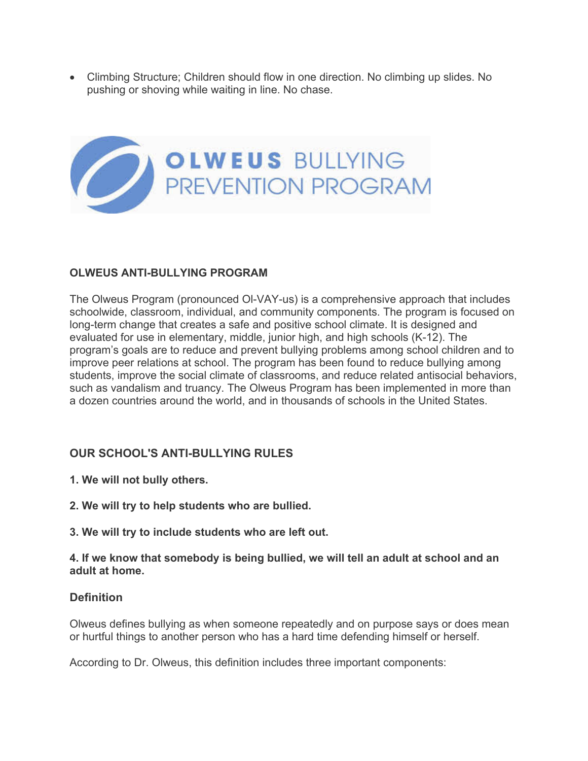- Climbing Structure; Children should flow in one direction. No climbing up slides. No pushing or shoving while waiting in line. No chase.

**OLWEUS BULLYING PREVENTION PROGRAM**

## OLWEUS ANTI-BULLYING PROGRAM

The Olweus Program (pronounced Ol-VAY-us) is a comprehensive approach that includes schoolwide, classroom, individual, and community components. The program is focused on long-term change that creates a safe and positive school climate. It is designed and evaluated for use in elementary, middle, junior high, and high schools (K-12). The program's goals are to reduce and prevent bullying problems among school children and to improve peer relations at school. The program has been found to reduce bullying among students, improve the social climate of classrooms, and reduce related antisocial behaviors, such as vandalism and truancy. The Olweus Program has been implemented in more than a dozen countries around the world, and in thousands of schools in the United States.

## OUR SCHOOL'S ANTI-BULLYING RULES

**1. We will not bully others.**

**2. We will try to help students who are bullied.**

**3. We will try to include students who are left out.**

**4. If we know that somebody is being bullied, we will tell an adult at school and an adult at home.**

### Definition

Olweus defines bullying as when someone repeatedly and on purpose says or does mean or hurtful things to another person who has a hard time defending himself or herself.

According to Dr. Olweus, this definition includes three important components: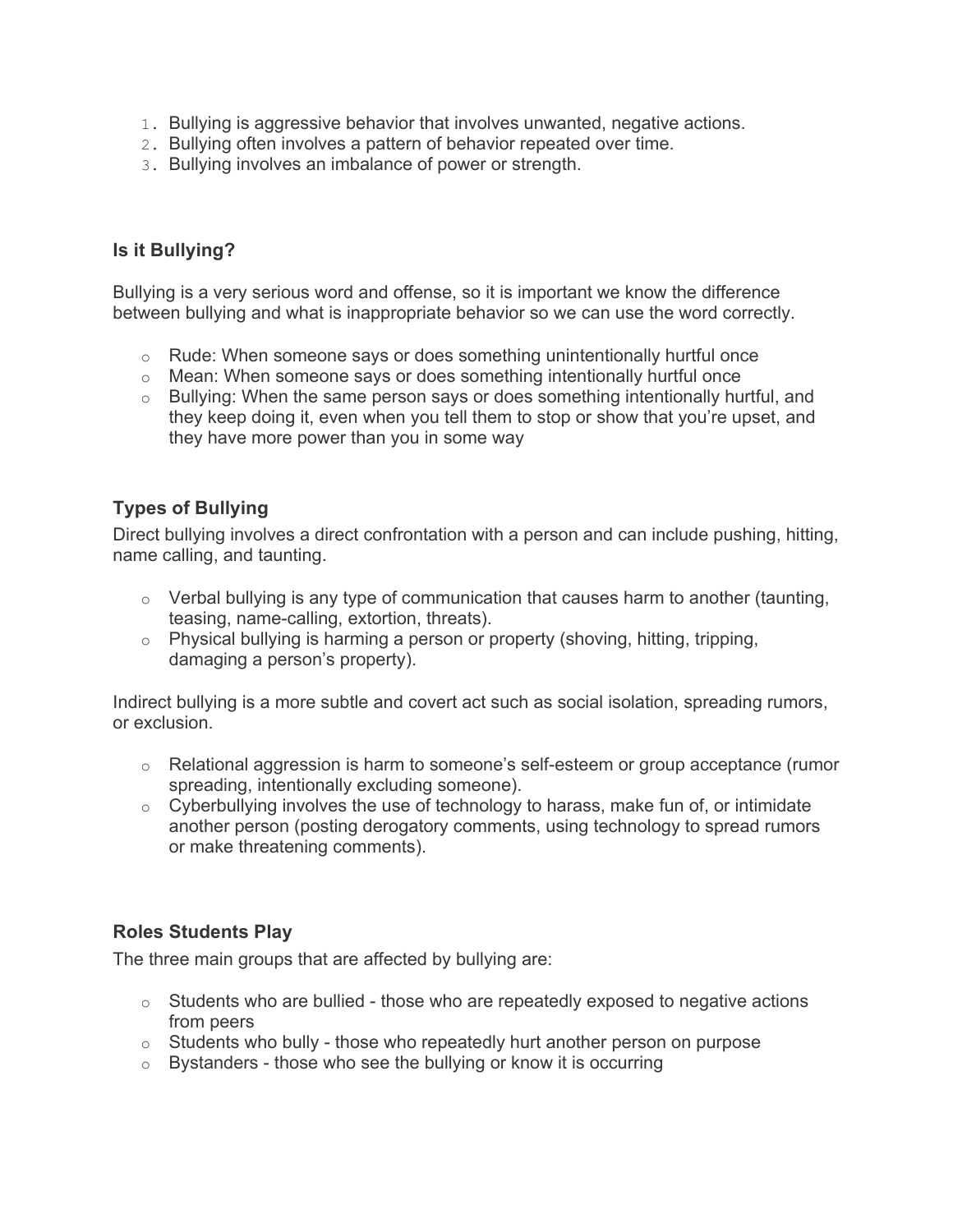1. Bullying is aggressive behavior that involves unwanted, negative actions.
2. Bullying often involves a pattern of behavior repeated over time.
3. Bullying involves an imbalance of power or strength.

### Is it Bullying?

Bullying is a very serious word and offense, so it is important we know the difference between bullying and what is inappropriate behavior so we can use the word correctly.

- Rude: When someone says or does something unintentionally hurtful once
- Mean: When someone says or does something intentionally hurtful once
- Bullying: When the same person says or does something intentionally hurtful, and they keep doing it, even when you tell them to stop or show that you're upset, and they have more power than you in some way

### Types of Bullying

Direct bullying involves a direct confrontation with a person and can include pushing, hitting, name calling, and taunting.

- Verbal bullying is any type of communication that causes harm to another (taunting, teasing, name-calling, extortion, threats).
- Physical bullying is harming a person or property (shoving, hitting, tripping, damaging a person's property).

Indirect bullying is a more subtle and covert act such as social isolation, spreading rumors, or exclusion.

- Relational aggression is harm to someone's self-esteem or group acceptance (rumor spreading, intentionally excluding someone).
- Cyberbullying involves the use of technology to harass, make fun of, or intimidate another person (posting derogatory comments, using technology to spread rumors or make threatening comments).

### Roles Students Play

The three main groups that are affected by bullying are:

- Students who are bullied - those who are repeatedly exposed to negative actions from peers
- Students who bully - those who repeatedly hurt another person on purpose
- Bystanders - those who see the bullying or know it is occurring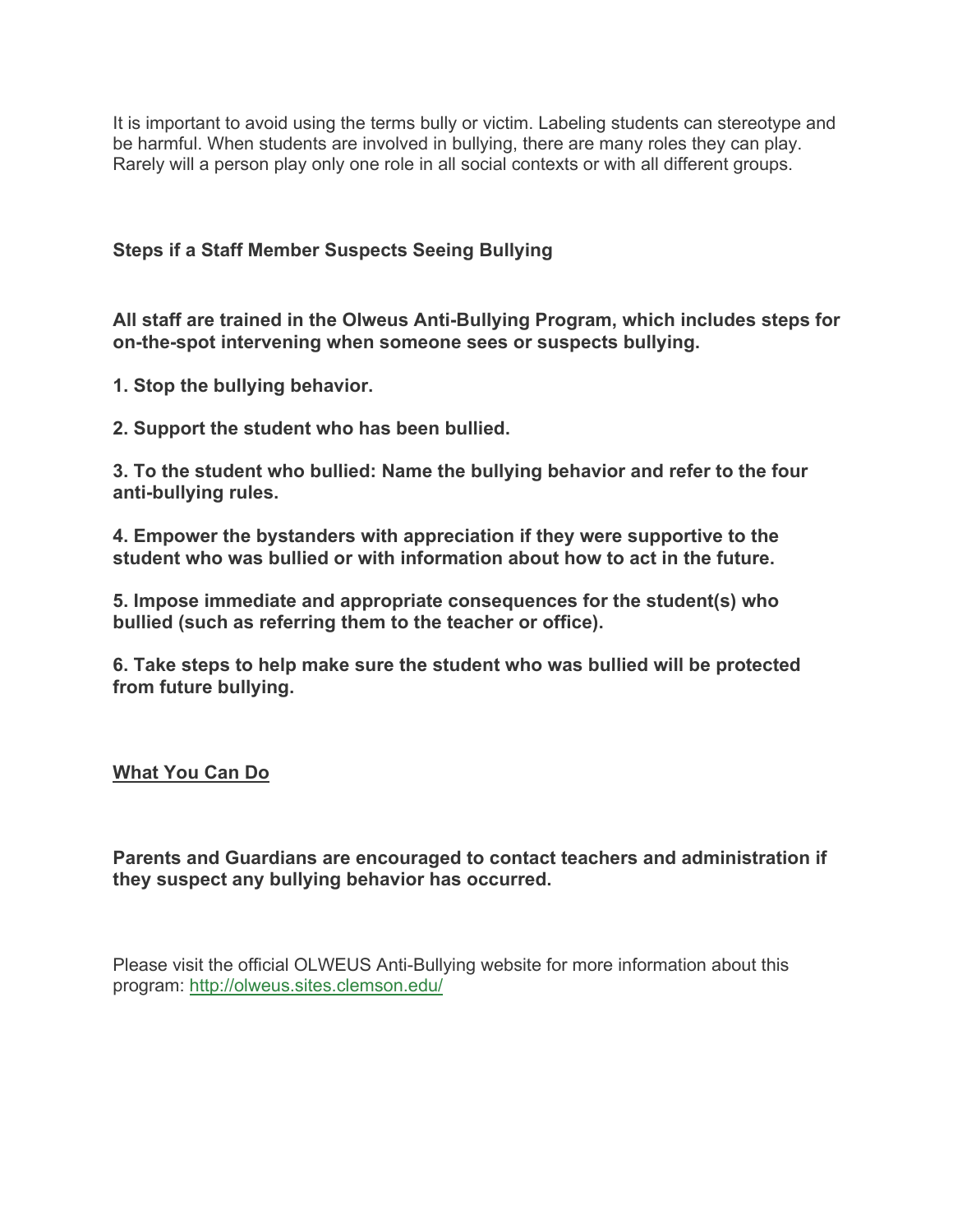It is important to avoid using the terms bully or victim. Labeling students can stereotype and be harmful. When students are involved in bullying, there are many roles they can play. Rarely will a person play only one role in all social contexts or with all different groups.

### Steps if a Staff Member Suspects Seeing Bullying

**All staff are trained in the Olweus Anti-Bullying Program, which includes steps for on-the-spot intervening when someone sees or suspects bullying.**

**1. Stop the bullying behavior.**

**2. Support the student who has been bullied.**

**3. To the student who bullied: Name the bullying behavior and refer to the four anti-bullying rules.**

**4. Empower the bystanders with appreciation if they were supportive to the student who was bullied or with information about how to act in the future.**

**5. Impose immediate and appropriate consequences for the student(s) who bullied (such as referring them to the teacher or office).**

**6. Take steps to help make sure the student who was bullied will be protected from future bullying.**

### What You Can Do

**Parents and Guardians are encouraged to contact teachers and administration if they suspect any bullying behavior has occurred.**

Please visit the official OLWEUS Anti-Bullying website for more information about this program: http://olweus.sites.clemson.edu/